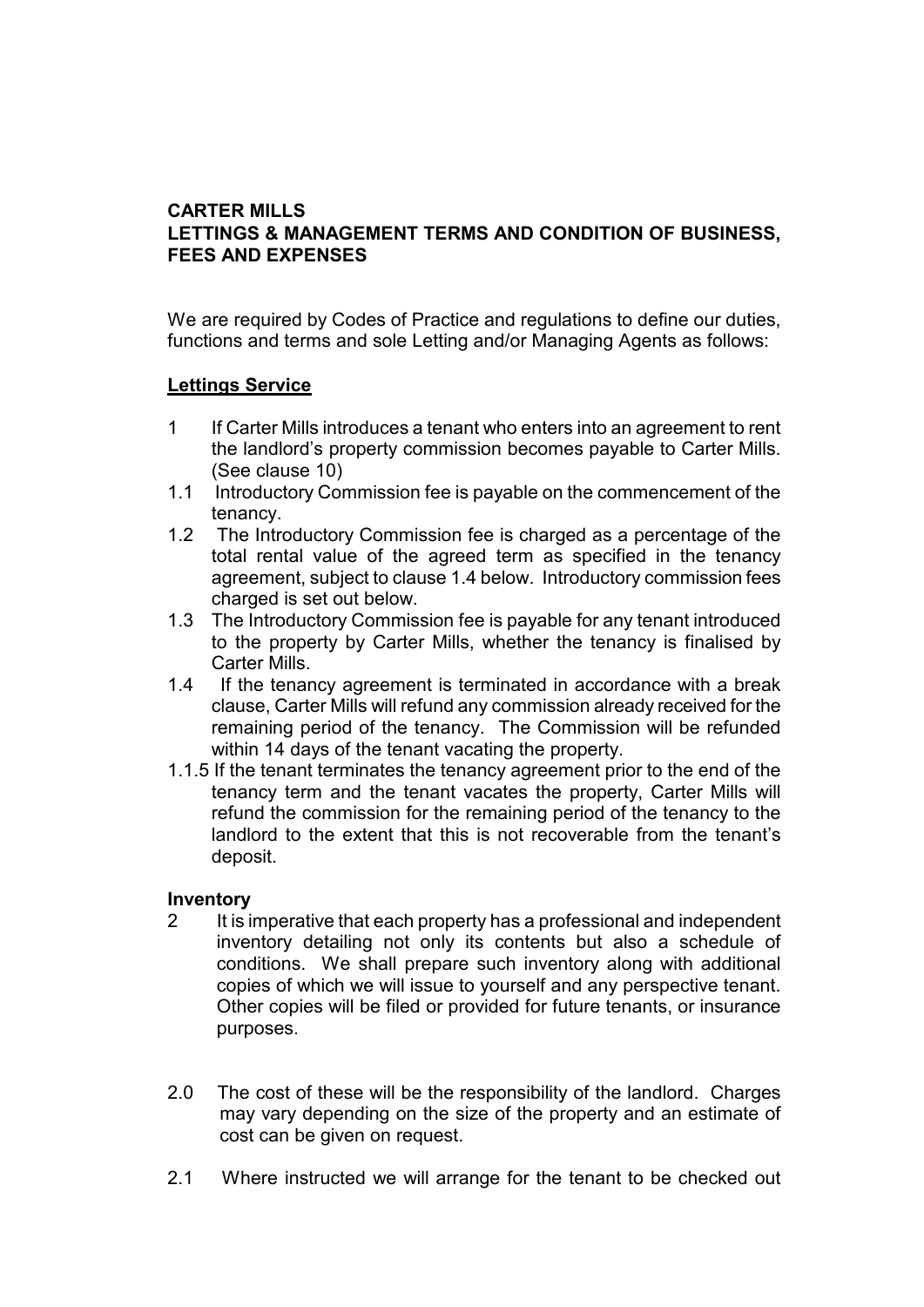**CARTER MILLS**
**LETTINGS & MANAGEMENT TERMS AND CONDITION OF BUSINESS, FEES AND EXPENSES**

We are required by Codes of Practice and regulations to define our duties, functions and terms and sole Letting and/or Managing Agents as follows:

**Lettings Service**

1 If Carter Mills introduces a tenant who enters into an agreement to rent the landlord's property commission becomes payable to Carter Mills. (See clause 10)

1.1 Introductory Commission fee is payable on the commencement of the tenancy.

1.2 The Introductory Commission fee is charged as a percentage of the total rental value of the agreed term as specified in the tenancy agreement, subject to clause 1.4 below. Introductory commission fees charged is set out below.

1.3 The Introductory Commission fee is payable for any tenant introduced to the property by Carter Mills, whether the tenancy is finalised by Carter Mills.

1.4 If the tenancy agreement is terminated in accordance with a break clause, Carter Mills will refund any commission already received for the remaining period of the tenancy. The Commission will be refunded within 14 days of the tenant vacating the property.

1.1.5 If the tenant terminates the tenancy agreement prior to the end of the tenancy term and the tenant vacates the property, Carter Mills will refund the commission for the remaining period of the tenancy to the landlord to the extent that this is not recoverable from the tenant's deposit.

**Inventory**

2 It is imperative that each property has a professional and independent inventory detailing not only its contents but also a schedule of conditions. We shall prepare such inventory along with additional copies of which we will issue to yourself and any perspective tenant. Other copies will be filed or provided for future tenants, or insurance purposes.

2.0 The cost of these will be the responsibility of the landlord. Charges may vary depending on the size of the property and an estimate of cost can be given on request.

2.1 Where instructed we will arrange for the tenant to be checked out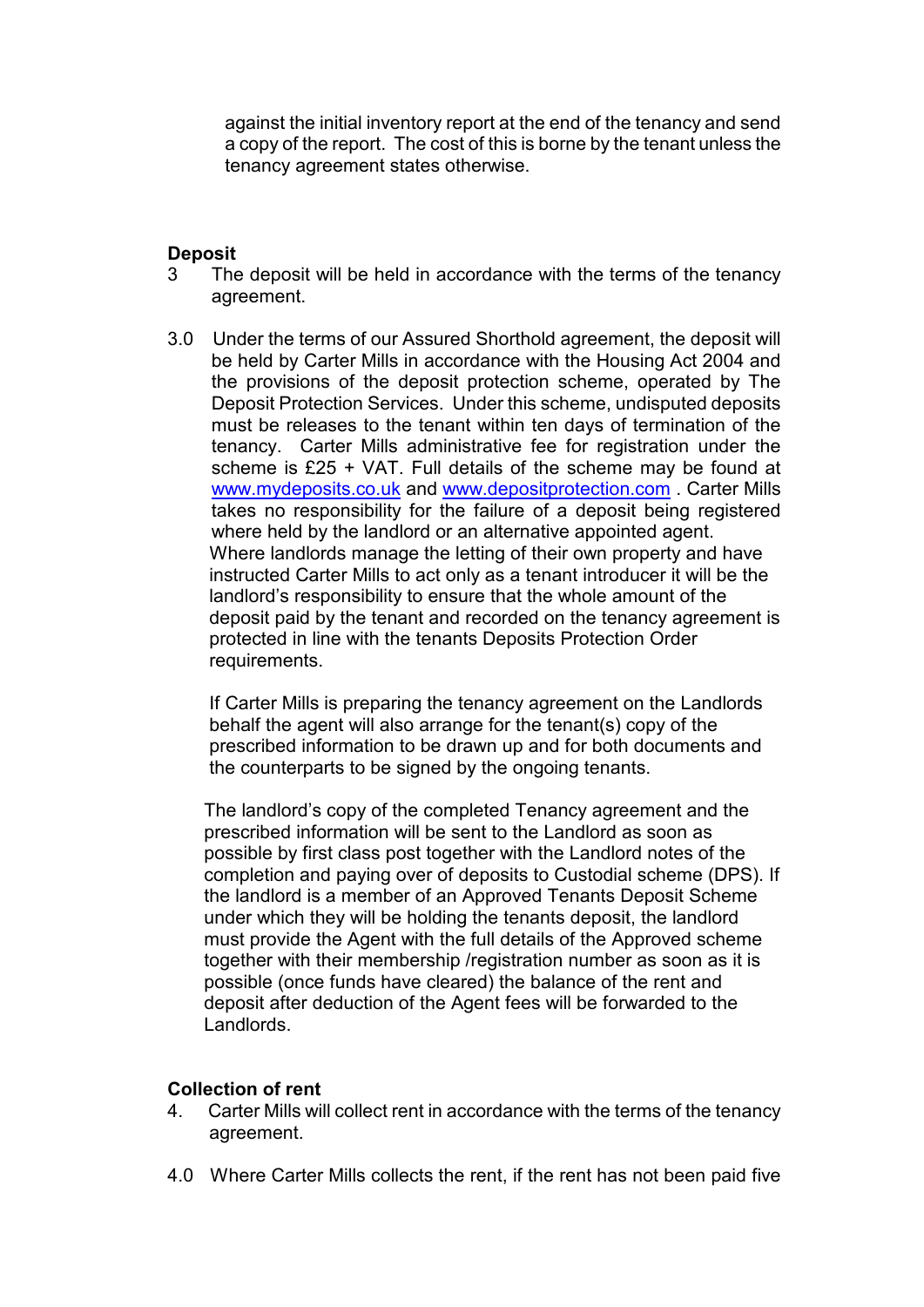against the initial inventory report at the end of the tenancy and send a copy of the report. The cost of this is borne by the tenant unless the tenancy agreement states otherwise.

**Deposit**

3 The deposit will be held in accordance with the terms of the tenancy agreement.

3.0 Under the terms of our Assured Shorthold agreement, the deposit will be held by Carter Mills in accordance with the Housing Act 2004 and the provisions of the deposit protection scheme, operated by The Deposit Protection Services. Under this scheme, undisputed deposits must be releases to the tenant within ten days of termination of the tenancy. Carter Mills administrative fee for registration under the scheme is £25 + VAT. Full details of the scheme may be found at www.mydeposits.co.uk and www.depositprotection.com . Carter Mills takes no responsibility for the failure of a deposit being registered where held by the landlord or an alternative appointed agent. Where landlords manage the letting of their own property and have instructed Carter Mills to act only as a tenant introducer it will be the landlord's responsibility to ensure that the whole amount of the deposit paid by the tenant and recorded on the tenancy agreement is protected in line with the tenants Deposits Protection Order requirements.

If Carter Mills is preparing the tenancy agreement on the Landlords behalf the agent will also arrange for the tenant(s) copy of the prescribed information to be drawn up and for both documents and the counterparts to be signed by the ongoing tenants.

The landlord's copy of the completed Tenancy agreement and the prescribed information will be sent to the Landlord as soon as possible by first class post together with the Landlord notes of the completion and paying over of deposits to Custodial scheme (DPS). If the landlord is a member of an Approved Tenants Deposit Scheme under which they will be holding the tenants deposit, the landlord must provide the Agent with the full details of the Approved scheme together with their membership /registration number as soon as it is possible (once funds have cleared) the balance of the rent and deposit after deduction of the Agent fees will be forwarded to the Landlords.

**Collection of rent**

4. Carter Mills will collect rent in accordance with the terms of the tenancy agreement.

4.0 Where Carter Mills collects the rent, if the rent has not been paid five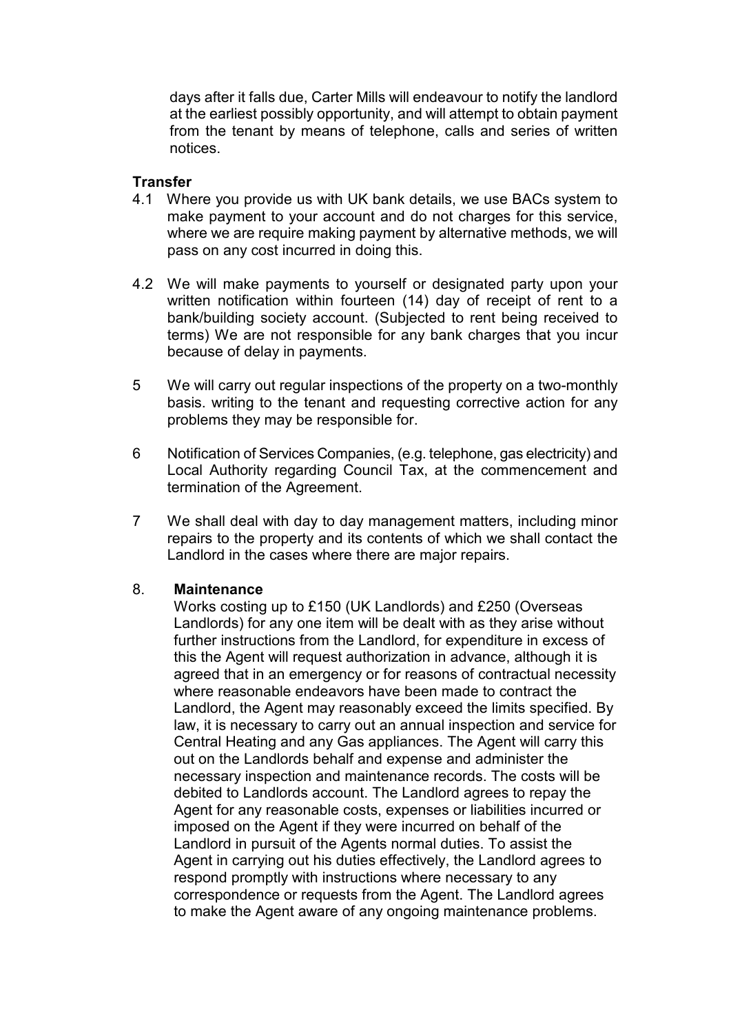days after it falls due, Carter Mills will endeavour to notify the landlord at the earliest possibly opportunity, and will attempt to obtain payment from the tenant by means of telephone, calls and series of written notices.

**Transfer**

4.1 Where you provide us with UK bank details, we use BACs system to make payment to your account and do not charges for this service, where we are require making payment by alternative methods, we will pass on any cost incurred in doing this.

4.2 We will make payments to yourself or designated party upon your written notification within fourteen (14) day of receipt of rent to a bank/building society account. (Subjected to rent being received to terms) We are not responsible for any bank charges that you incur because of delay in payments.

5 We will carry out regular inspections of the property on a two-monthly basis. writing to the tenant and requesting corrective action for any problems they may be responsible for.

6 Notification of Services Companies, (e.g. telephone, gas electricity) and Local Authority regarding Council Tax, at the commencement and termination of the Agreement.

7 We shall deal with day to day management matters, including minor repairs to the property and its contents of which we shall contact the Landlord in the cases where there are major repairs.

8. **Maintenance**

Works costing up to £150 (UK Landlords) and £250 (Overseas Landlords) for any one item will be dealt with as they arise without further instructions from the Landlord, for expenditure in excess of this the Agent will request authorization in advance, although it is agreed that in an emergency or for reasons of contractual necessity where reasonable endeavors have been made to contract the Landlord, the Agent may reasonably exceed the limits specified. By law, it is necessary to carry out an annual inspection and service for Central Heating and any Gas appliances. The Agent will carry this out on the Landlords behalf and expense and administer the necessary inspection and maintenance records. The costs will be debited to Landlords account. The Landlord agrees to repay the Agent for any reasonable costs, expenses or liabilities incurred or imposed on the Agent if they were incurred on behalf of the Landlord in pursuit of the Agents normal duties. To assist the Agent in carrying out his duties effectively, the Landlord agrees to respond promptly with instructions where necessary to any correspondence or requests from the Agent. The Landlord agrees to make the Agent aware of any ongoing maintenance problems.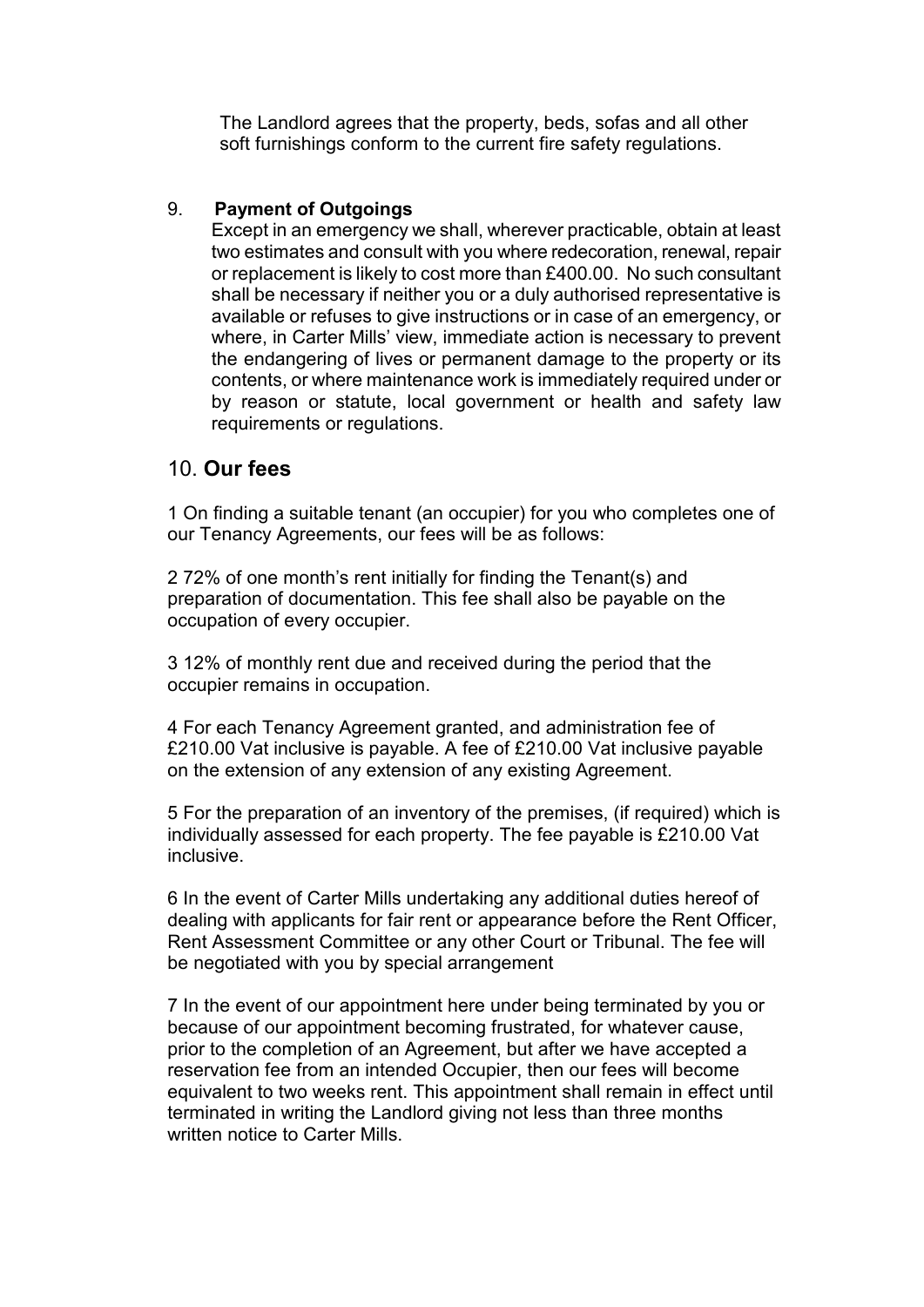The Landlord agrees that the property, beds, sofas and all other soft furnishings conform to the current fire safety regulations.

9. **Payment of Outgoings**

Except in an emergency we shall, wherever practicable, obtain at least two estimates and consult with you where redecoration, renewal, repair or replacement is likely to cost more than £400.00. No such consultant shall be necessary if neither you or a duly authorised representative is available or refuses to give instructions or in case of an emergency, or where, in Carter Mills' view, immediate action is necessary to prevent the endangering of lives or permanent damage to the property or its contents, or where maintenance work is immediately required under or by reason or statute, local government or health and safety law requirements or regulations.

## 10. **Our fees**

1 On finding a suitable tenant (an occupier) for you who completes one of our Tenancy Agreements, our fees will be as follows:

2 72% of one month's rent initially for finding the Tenant(s) and preparation of documentation. This fee shall also be payable on the occupation of every occupier.

3 12% of monthly rent due and received during the period that the occupier remains in occupation.

4 For each Tenancy Agreement granted, and administration fee of £210.00 Vat inclusive is payable. A fee of £210.00 Vat inclusive payable on the extension of any extension of any existing Agreement.

5 For the preparation of an inventory of the premises, (if required) which is individually assessed for each property. The fee payable is £210.00 Vat inclusive.

6 In the event of Carter Mills undertaking any additional duties hereof of dealing with applicants for fair rent or appearance before the Rent Officer, Rent Assessment Committee or any other Court or Tribunal. The fee will be negotiated with you by special arrangement

7 In the event of our appointment here under being terminated by you or because of our appointment becoming frustrated, for whatever cause, prior to the completion of an Agreement, but after we have accepted a reservation fee from an intended Occupier, then our fees will become equivalent to two weeks rent. This appointment shall remain in effect until terminated in writing the Landlord giving not less than three months written notice to Carter Mills.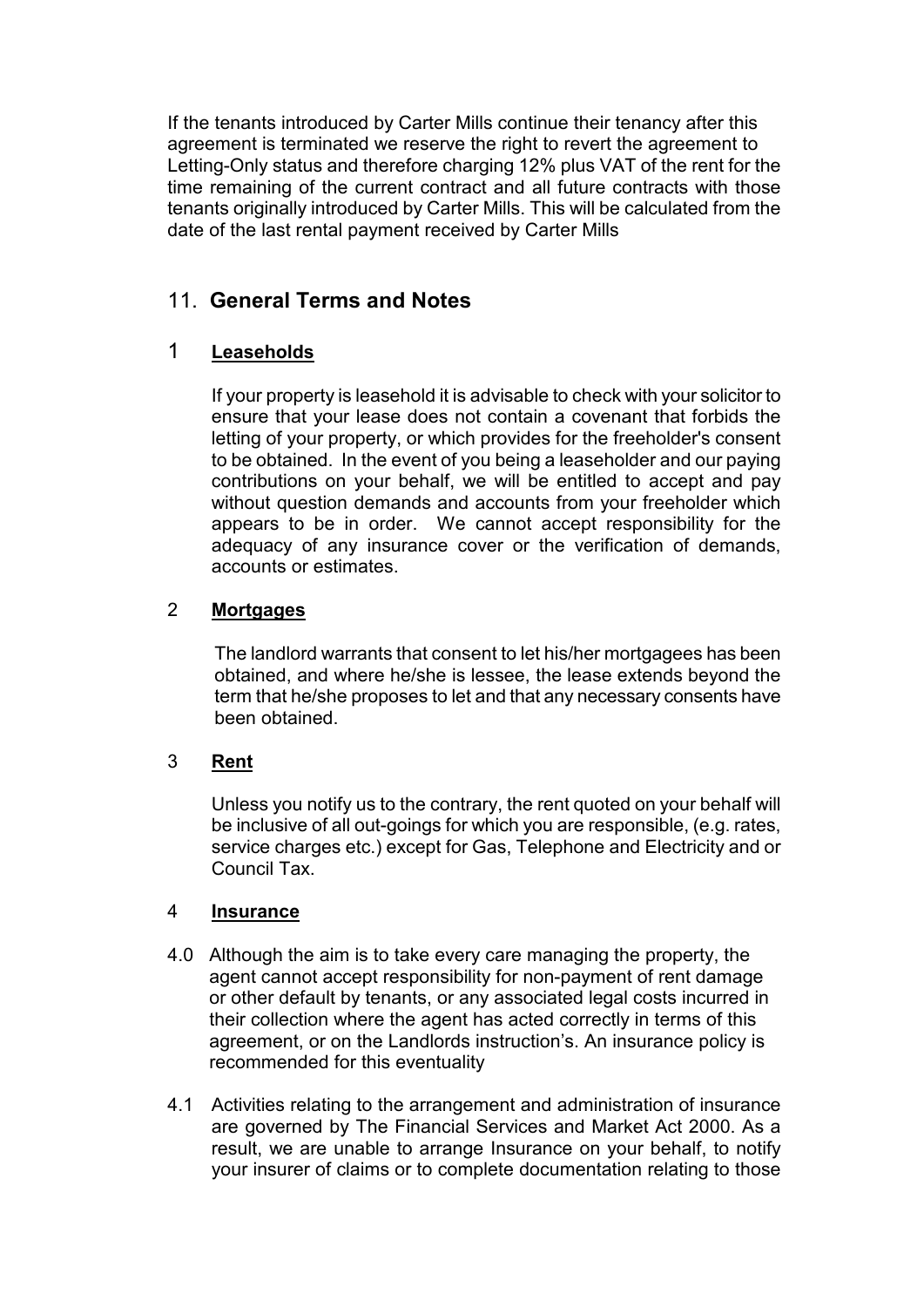If the tenants introduced by Carter Mills continue their tenancy after this agreement is terminated we reserve the right to revert the agreement to Letting-Only status and therefore charging 12% plus VAT of the rent for the time remaining of the current contract and all future contracts with those tenants originally introduced by Carter Mills. This will be calculated from the date of the last rental payment received by Carter Mills

## 11. **General Terms and Notes**

### 1 **Leaseholds**

If your property is leasehold it is advisable to check with your solicitor to ensure that your lease does not contain a covenant that forbids the letting of your property, or which provides for the freeholder's consent to be obtained. In the event of you being a leaseholder and our paying contributions on your behalf, we will be entitled to accept and pay without question demands and accounts from your freeholder which appears to be in order. We cannot accept responsibility for the adequacy of any insurance cover or the verification of demands, accounts or estimates.

### 2 **Mortgages**

The landlord warrants that consent to let his/her mortgagees has been obtained, and where he/she is lessee, the lease extends beyond the term that he/she proposes to let and that any necessary consents have been obtained.

### 3 **Rent**

Unless you notify us to the contrary, the rent quoted on your behalf will be inclusive of all out-goings for which you are responsible, (e.g. rates, service charges etc.) except for Gas, Telephone and Electricity and or Council Tax.

### 4 **Insurance**

4.0 Although the aim is to take every care managing the property, the agent cannot accept responsibility for non-payment of rent damage or other default by tenants, or any associated legal costs incurred in their collection where the agent has acted correctly in terms of this agreement, or on the Landlords instruction's. An insurance policy is recommended for this eventuality

4.1 Activities relating to the arrangement and administration of insurance are governed by The Financial Services and Market Act 2000. As a result, we are unable to arrange Insurance on your behalf, to notify your insurer of claims or to complete documentation relating to those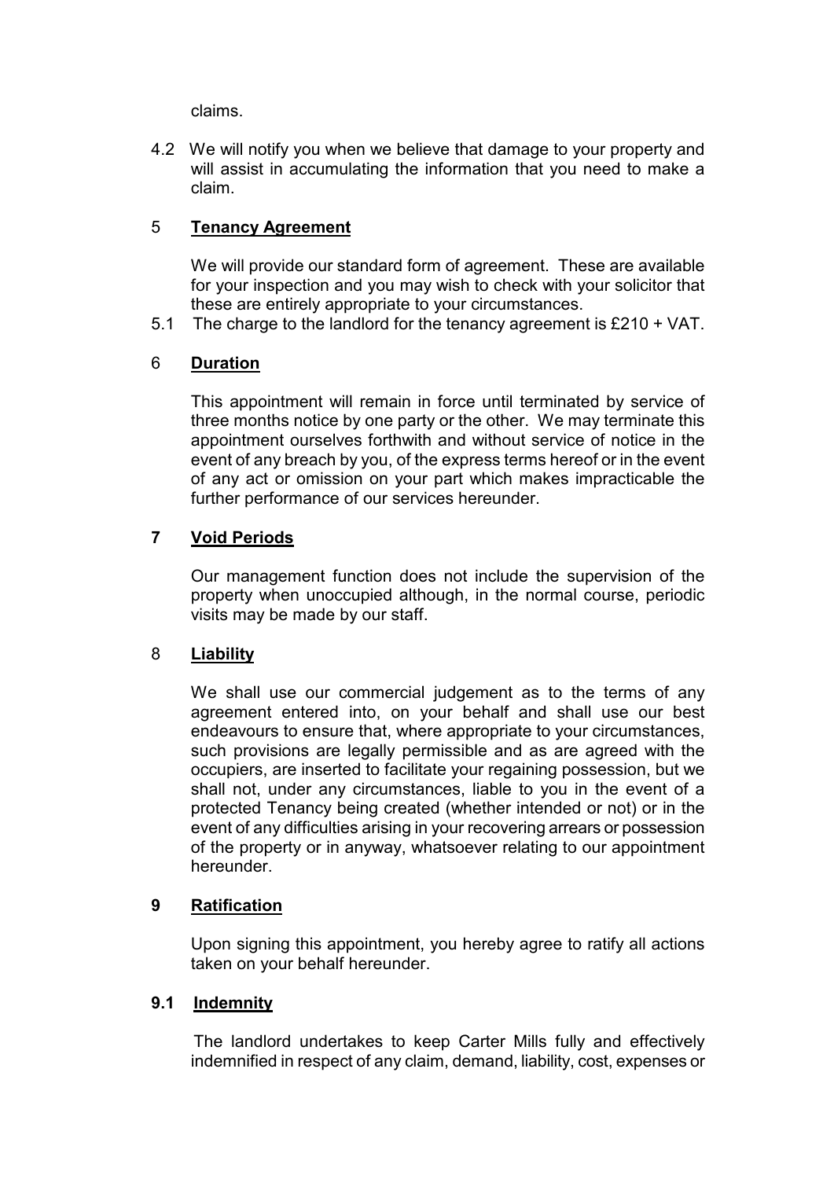claims.

4.2 We will notify you when we believe that damage to your property and will assist in accumulating the information that you need to make a claim.

5 **Tenancy Agreement**

We will provide our standard form of agreement. These are available for your inspection and you may wish to check with your solicitor that these are entirely appropriate to your circumstances.

5.1 The charge to the landlord for the tenancy agreement is £210 + VAT.

6 **Duration**

This appointment will remain in force until terminated by service of three months notice by one party or the other. We may terminate this appointment ourselves forthwith and without service of notice in the event of any breach by you, of the express terms hereof or in the event of any act or omission on your part which makes impracticable the further performance of our services hereunder.

**7 Void Periods**

Our management function does not include the supervision of the property when unoccupied although, in the normal course, periodic visits may be made by our staff.

8 **Liability**

We shall use our commercial judgement as to the terms of any agreement entered into, on your behalf and shall use our best endeavours to ensure that, where appropriate to your circumstances, such provisions are legally permissible and as are agreed with the occupiers, are inserted to facilitate your regaining possession, but we shall not, under any circumstances, liable to you in the event of a protected Tenancy being created (whether intended or not) or in the event of any difficulties arising in your recovering arrears or possession of the property or in anyway, whatsoever relating to our appointment hereunder.

**9 Ratification**

Upon signing this appointment, you hereby agree to ratify all actions taken on your behalf hereunder.

**9.1 Indemnity**

The landlord undertakes to keep Carter Mills fully and effectively indemnified in respect of any claim, demand, liability, cost, expenses or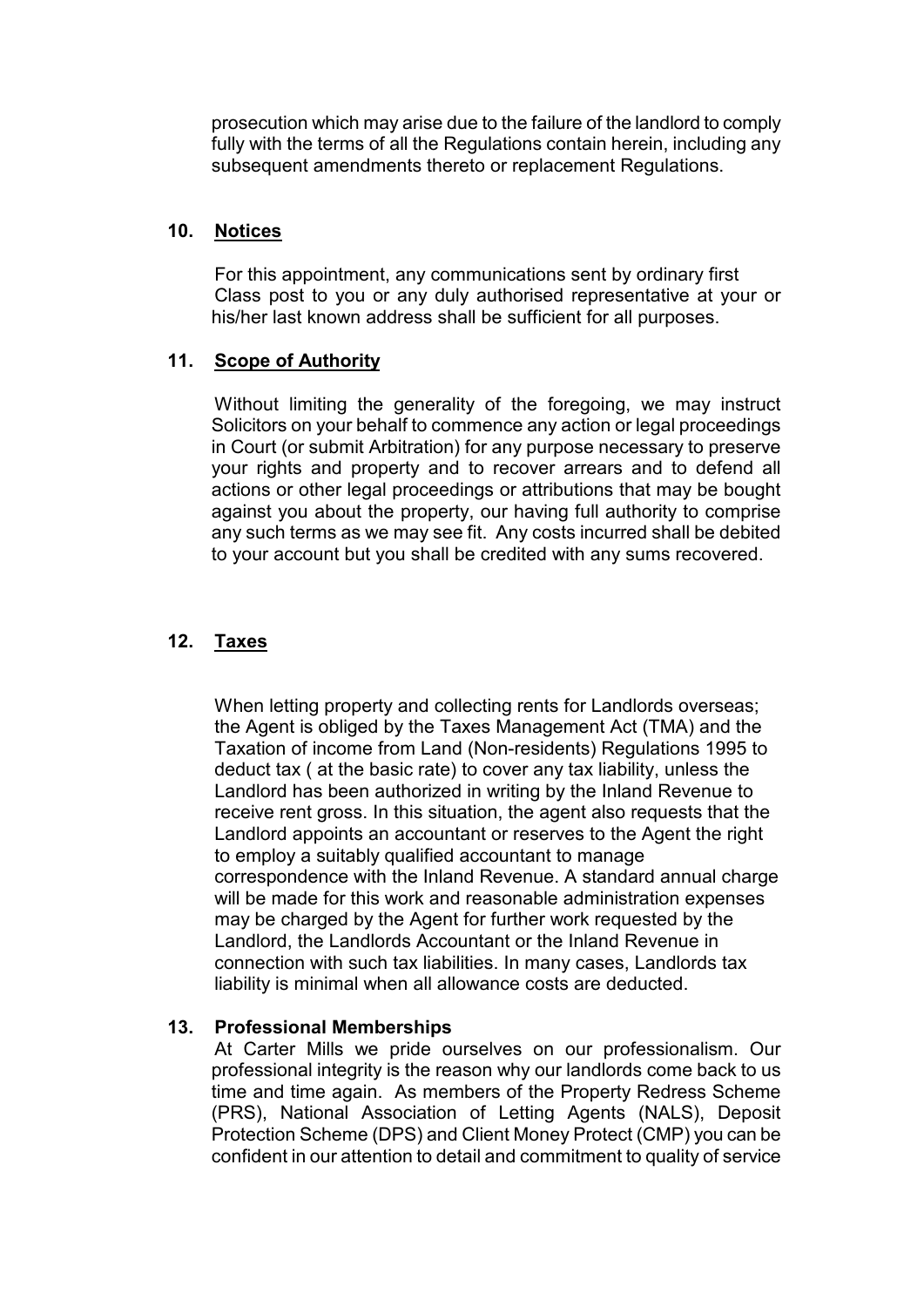prosecution which may arise due to the failure of the landlord to comply fully with the terms of all the Regulations contain herein, including any subsequent amendments thereto or replacement Regulations.

## 10. Notices

For this appointment, any communications sent by ordinary first Class post to you or any duly authorised representative at your or his/her last known address shall be sufficient for all purposes.

## 11. Scope of Authority

Without limiting the generality of the foregoing, we may instruct Solicitors on your behalf to commence any action or legal proceedings in Court (or submit Arbitration) for any purpose necessary to preserve your rights and property and to recover arrears and to defend all actions or other legal proceedings or attributions that may be bought against you about the property, our having full authority to comprise any such terms as we may see fit. Any costs incurred shall be debited to your account but you shall be credited with any sums recovered.

## 12. Taxes

When letting property and collecting rents for Landlords overseas; the Agent is obliged by the Taxes Management Act (TMA) and the Taxation of income from Land (Non-residents) Regulations 1995 to deduct tax ( at the basic rate) to cover any tax liability, unless the Landlord has been authorized in writing by the Inland Revenue to receive rent gross. In this situation, the agent also requests that the Landlord appoints an accountant or reserves to the Agent the right to employ a suitably qualified accountant to manage correspondence with the Inland Revenue. A standard annual charge will be made for this work and reasonable administration expenses may be charged by the Agent for further work requested by the Landlord, the Landlords Accountant or the Inland Revenue in connection with such tax liabilities. In many cases, Landlords tax liability is minimal when all allowance costs are deducted.

## 13. Professional Memberships

At Carter Mills we pride ourselves on our professionalism. Our professional integrity is the reason why our landlords come back to us time and time again. As members of the Property Redress Scheme (PRS), National Association of Letting Agents (NALS), Deposit Protection Scheme (DPS) and Client Money Protect (CMP) you can be confident in our attention to detail and commitment to quality of service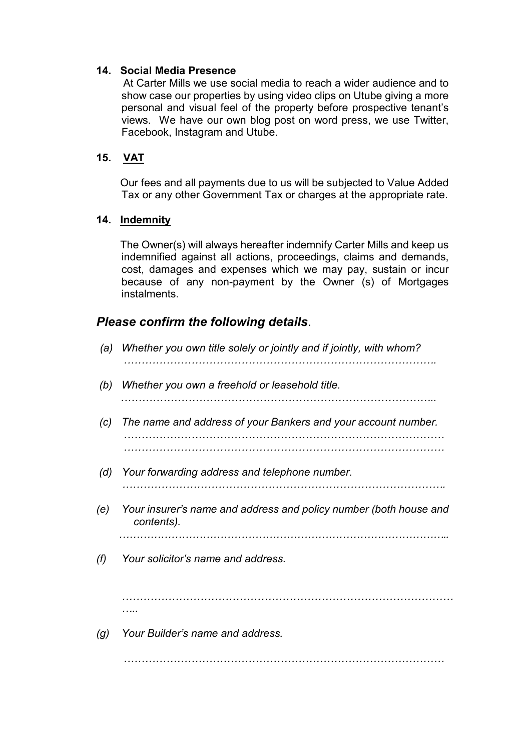**14. Social Media Presence**

At Carter Mills we use social media to reach a wider audience and to show case our properties by using video clips on Utube giving a more personal and visual feel of the property before prospective tenant's views. We have our own blog post on word press, we use Twitter, Facebook, Instagram and Utube.

**15. <u>VAT</u>**

Our fees and all payments due to us will be subjected to Value Added Tax or any other Government Tax or charges at the appropriate rate.

**14. <u>Indemnity</u>**

The Owner(s) will always hereafter indemnify Carter Mills and keep us indemnified against all actions, proceedings, claims and demands, cost, damages and expenses which we may pay, sustain or incur because of any non-payment by the Owner (s) of Mortgages instalments.

## ***Please confirm the following details***.

*(a) Whether you own title solely or jointly and if jointly, with whom?*

*……………………………………………………………………………….*

*(b) Whether you own a freehold or leasehold title.*

*……………………………………………………………………………..*

*(c) The name and address of your Bankers and your account number.*

*………………………………………………………………………………*
*………………………………………………………………………………*

*(d) Your forwarding address and telephone number.*

*……………………………………………………………………………….*

*(e) Your insurer's name and address and policy number (both house and contents).*

*………………………………………………………………………………..*

*(f) Your solicitor's name and address.*

*………………………………………………………………………………*
*…..*

*(g) Your Builder's name and address.*

*………………………………………………………………………………*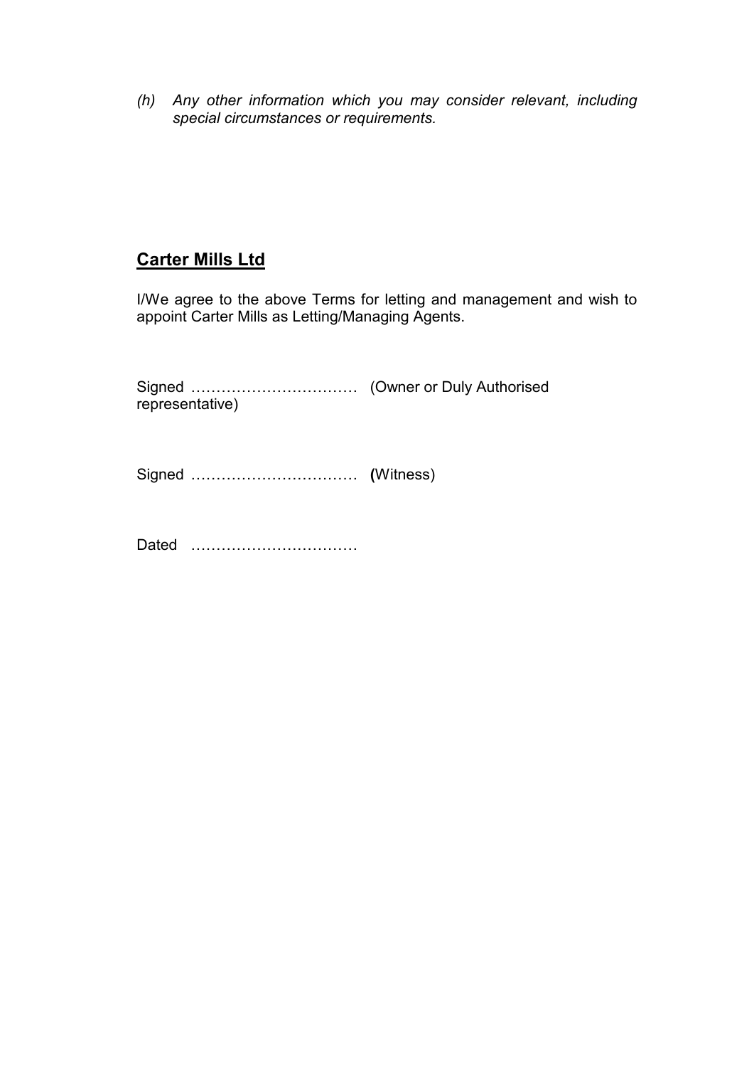*(h) Any other information which you may consider relevant, including special circumstances or requirements.*

## Carter Mills Ltd

I/We agree to the above Terms for letting and management and wish to appoint Carter Mills as Letting/Managing Agents.

Signed …………………………… (Owner or Duly Authorised representative)

Signed …………………………… **(**Witness)

Dated ……………………………